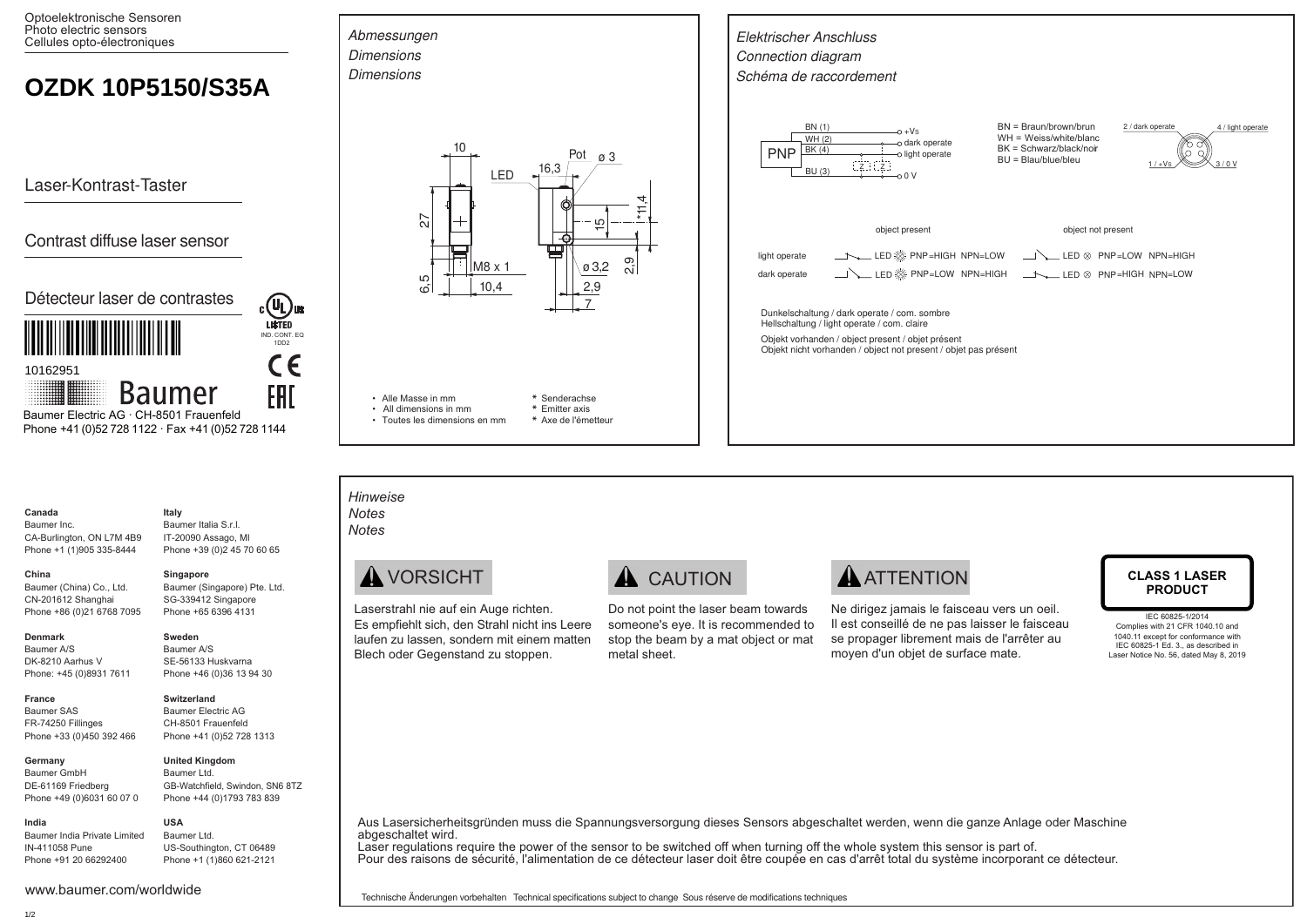Optoelektronische Sensoren
Photo electric sensors
Cellules opto-électroniques

# OZDK 10P5150/S35A

Laser-Kontrast-Taster

Contrast diffuse laser sensor

Détecteur laser de contrastes

c UL us LISTED IND. CONT. EQ 1DD2

CE

EAC

10162951

Baumer

Baumer Electric AG · CH-8501 Frauenfeld
Phone +41 (0)52 728 1122 · Fax +41 (0)52 728 1144

## *Abmessungen / Dimensions / Dimensions*

10, 27, 6,5, M8 x 1, 10,4, LED, Pot, ø 3, 16,3, *11,4, 15, ø 3,2, 2,9, 2,9, 7

- Alle Masse in mm
- All dimensions in mm
- Toutes les dimensions en mm

\* Senderachse
\* Emitter axis
\* Axe de l'émetteur

## *Elektrischer Anschluss / Connection diagram / Schéma de raccordement*

PNP

- BN (1) — +Vs
- WH (2) — dark operate
- BK (4) — light operate
- BU (3) — 0 V

BN = Braun/brown/brun
WH = Weiss/white/blanc
BK = Schwarz/black/noir
BU = Blau/blue/bleu

2 / dark operate, 4 / light operate, 1 / +Vs, 3 / 0 V

| | object present | object not present |
|---|---|---|
| light operate | LED PNP=HIGH NPN=LOW | LED PNP=LOW NPN=HIGH |
| dark operate | LED PNP=LOW NPN=HIGH | LED PNP=HIGH NPN=LOW |

Dunkelschaltung / dark operate / com. sombre
Hellschaltung / light operate / com. claire

Objekt vorhanden / object present / objet présent
Objekt nicht vorhanden / object not present / objet pas présent

**Canada**
Baumer Inc.
CA-Burlington, ON L7M 4B9
Phone +1 (1)905 335-8444

**Italy**
Baumer Italia S.r.l.
IT-20090 Assago, MI
Phone +39 (0)2 45 70 60 65

**China**
Baumer (China) Co., Ltd.
CN-201612 Shanghai
Phone +86 (0)21 6768 7095

**Singapore**
Baumer (Singapore) Pte. Ltd.
SG-339412 Singapore
Phone +65 6396 4131

**Denmark**
Baumer A/S
DK-8210 Aarhus V
Phone: +45 (0)8931 7611

**Sweden**
Baumer A/S
SE-56133 Huskvarna
Phone +46 (0)36 13 94 30

**France**
Baumer SAS
FR-74250 Fillinges
Phone +33 (0)450 392 466

**Switzerland**
Baumer Electric AG
CH-8501 Frauenfeld
Phone +41 (0)52 728 1313

**Germany**
Baumer GmbH
DE-61169 Friedberg
Phone +49 (0)6031 60 07 0

**United Kingdom**
Baumer Ltd.
GB-Watchfield, Swindon, SN6 8TZ
Phone +44 (0)1793 783 839

**India**
Baumer India Private Limited
IN-411058 Pune
Phone +91 20 66292400

**USA**
Baumer Ltd.
US-Southington, CT 06489
Phone +1 (1)860 621-2121

www.baumer.com/worldwide

## *Hinweise / Notes / Notes*

**⚠ VORSICHT**

Laserstrahl nie auf ein Auge richten. Es empfiehlt sich, den Strahl nicht ins Leere laufen zu lassen, sondern mit einem matten Blech oder Gegenstand zu stoppen.

**⚠ CAUTION**

Do not point the laser beam towards someone's eye. It is recommended to stop the beam by a mat object or mat metal sheet.

**⚠ ATTENTION**

Ne dirigez jamais le faisceau vers un oeil. Il est conseillé de ne pas laisser le faisceau se propager librement mais de l'arrêter au moyen d'un objet de surface mate.

**CLASS 1 LASER PRODUCT**

IEC 60825-1/2014
Complies with 21 CFR 1040.10 and 1040.11 except for conformance with IEC 60825-1 Ed. 3., as described in Laser Notice No. 56, dated May 8, 2019

Aus Lasersicherheitsgründen muss die Spannungsversorgung dieses Sensors abgeschaltet werden, wenn die ganze Anlage oder Maschine abgeschaltet wird.
Laser regulations require the power of the sensor to be switched off when turning off the whole system this sensor is part of.
Pour des raisons de sécurité, l'alimentation de ce détecteur laser doit être coupée en cas d'arrêt total du système incorporant ce détecteur.

Technische Änderungen vorbehalten Technical specifications subject to change Sous réserve de modifications techniques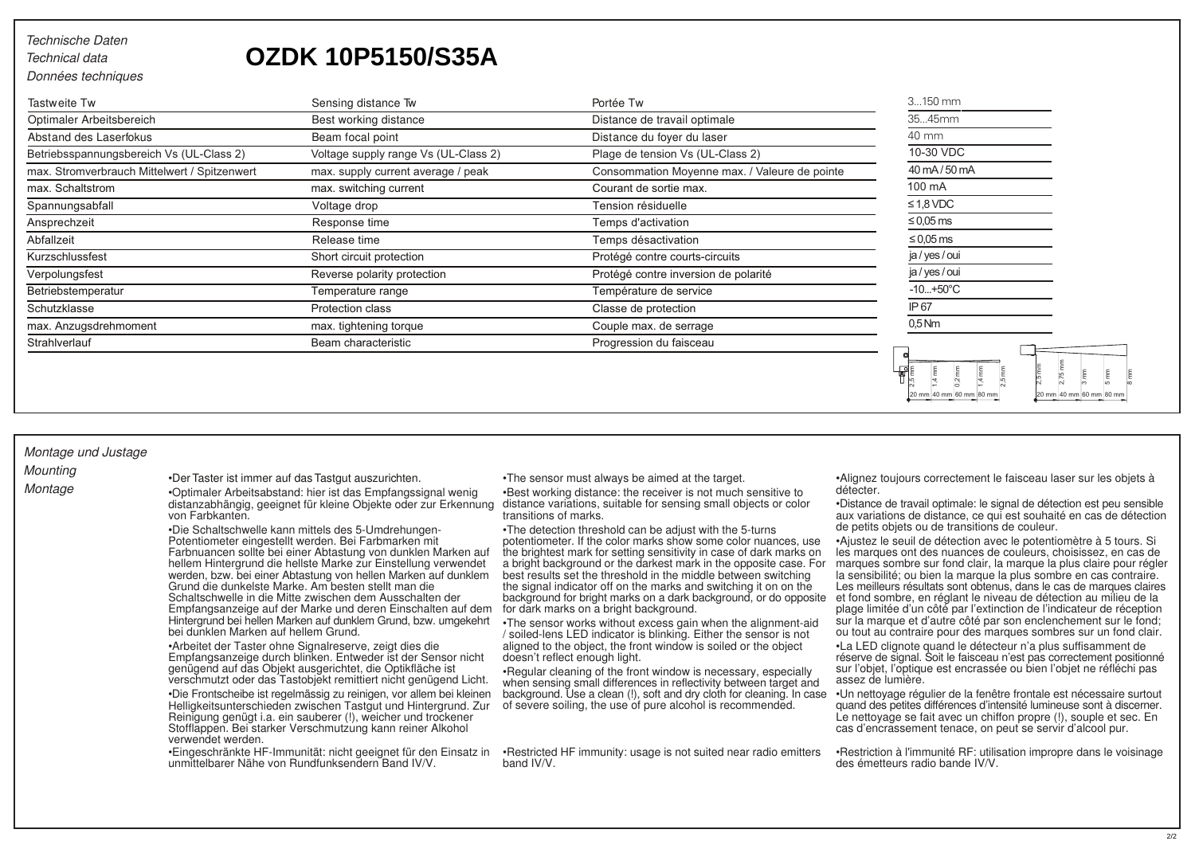*Technische Daten*
*Technical data*
*Données techniques*

# OZDK 10P5150/S35A

| | | | |
|---|---|---|---|
| Tastweite Tw | Sensing distance Tw | Portée Tw | 3...150 mm |
| Optimaler Arbeitsbereich | Best working distance | Distance de travail optimale | 35...45mm |
| Abstand des Laserfokus | Beam focal point | Distance du foyer du laser | 40 mm |
| Betriebsspannungsbereich Vs (UL-Class 2) | Voltage supply range Vs (UL-Class 2) | Plage de tension Vs (UL-Class 2) | 10-30 VDC |
| max. Stromverbrauch Mittelwert / Spitzenwert | max. supply current average / peak | Consommation Moyenne max. / Valeure de pointe | 40 mA / 50 mA |
| max. Schaltstrom | max. switching current | Courant de sortie max. | 100 mA |
| Spannungsabfall | Voltage drop | Tension résiduelle | ≤ 1,8 VDC |
| Ansprechzeit | Response time | Temps d'activation | ≤ 0,05 ms |
| Abfallzeit | Release time | Temps désactivation | ≤ 0,05 ms |
| Kurzschlussfest | Short circuit protection | Protégé contre courts-circuits | ja / yes / oui |
| Verpolungsfest | Reverse polarity protection | Protégé contre inversion de polarité | ja / yes / oui |
| Betriebstemperatur | Temperature range | Température de service | -10...+50°C |
| Schutzklasse | Protection class | Classe de protection | IP 67 |
| max. Anzugsdrehmoment | max. tightening torque | Couple max. de serrage | 0,5 Nm |
| Strahlverlauf | Beam characteristic | Progression du faisceau | |

2,5 mm 1,4 mm 0,2 mm 1,4 mm 2,5 mm
20 mm 40 mm 60 mm 80 mm

2,5 mm 2,75 mm 3 mm 5 mm 8 mm
20 mm 40 mm 60 mm 80 mm

*Montage und Justage*
*Mounting*
*Montage*

- Der Taster ist immer auf das Tastgut auszurichten.
- Optimaler Arbeitsabstand: hier ist das Empfangssignal wenig distanzabhängig, geeignet für kleine Objekte oder zur Erkennung von Farbkanten.
- Die Schaltschwelle kann mittels des 5-Umdrehungen-Potentiometer eingestellt werden. Bei Farbmarken mit Farbnuancen sollte bei einer Abtastung von dunklen Marken auf hellem Hintergrund die hellste Marke zur Einstellung verwendet werden, bzw. bei einer Abtastung von hellen Marken auf dunklem Grund die dunkelste Marke. Am besten stellt man die Schaltschwelle in die Mitte zwischen dem Ausschalten der Empfangsanzeige auf der Marke und deren Einschalten auf dem Hintergrund bei hellen Marken auf dunklem Grund, bzw. umgekehrt bei dunklen Marken auf hellem Grund.
- Arbeitet der Taster ohne Signalreserve, zeigt dies die Empfangsanzeige durch blinken. Entweder ist der Sensor nicht genügend auf das Objekt ausgerichtet, die Optikfläche ist verschmutzt oder das Tastobjekt remittiert nicht genügend Licht.
- Die Frontscheibe ist regelmässig zu reinigen, vor allem bei kleinen Helligkeitsunterschieden zwischen Tastgut und Hintergrund. Zur Reinigung genügt i.a. ein sauberer (!), weicher und trockener Stofflappen. Bei starker Verschmutzung kann reiner Alkohol verwendet werden.
- Eingeschränkte HF-Immunität: nicht geeignet für den Einsatz in unmittelbarer Nähe von Rundfunksendern Band IV/V.

- The sensor must always be aimed at the target.
- Best working distance: the receiver is not much sensitive to distance variations, suitable for sensing small objects or color transitions of marks.
- The detection threshold can be adjust with the 5-turns potentiometer. If the color marks show some color nuances, use the brightest mark for setting sensitivity in case of dark marks on a bright background or the darkest mark in the opposite case. For best results set the threshold in the middle between switching the signal indicator off on the marks and switching it on on the background for bright marks on a dark background, or do opposite for dark marks on a bright background.
- The sensor works without excess gain when the alignment-aid / soiled-lens LED indicator is blinking. Either the sensor is not aligned to the object, the front window is soiled or the object doesn't reflect enough light.
- Regular cleaning of the front window is necessary, especially when sensing small differences in reflectivity between target and background. Use a clean (!), soft and dry cloth for cleaning. In case of severe soiling, the use of pure alcohol is recommended.
- Restricted HF immunity: usage is not suited near radio emitters band IV/V.

- Alignez toujours correctement le faisceau laser sur les objets à détecter.
- Distance de travail optimale: le signal de détection est peu sensible aux variations de distance, ce qui est souhaité en cas de détection de petits objets ou de transitions de couleur.
- Ajustez le seuil de détection avec le potentiomètre à 5 tours. Si les marques ont des nuances de couleurs, choisissez, en cas de marques sombre sur fond clair, la marque la plus claire pour régler la sensibilité; ou bien la marque la plus sombre en cas contraire. Les meilleurs résultats sont obtenus, dans le cas de marques claires et fond sombre, en réglant le niveau de détection au milieu de la plage limitée d'un côté par l'extinction de l'indicateur de réception sur la marque et d'autre côté par son enclenchement sur le fond; ou tout au contraire pour des marques sombres sur un fond clair.
- La LED clignote quand le détecteur n'a plus suffisamment de réserve de signal. Soit le faisceau n'est pas correctement positionné sur l'objet, l'optique est encrassée ou bien l'objet ne réfléchi pas assez de lumière.
- Un nettoyage régulier de la fenêtre frontale est nécessaire surtout quand des petites différences d'intensité lumineuse sont à discerner. Le nettoyage se fait avec un chiffon propre (!), souple et sec. En cas d'encrassement tenace, on peut se servir d'alcool pur.
- Restriction à l'immunité RF: utilisation impropre dans le voisinage des émetteurs radio bande IV/V.